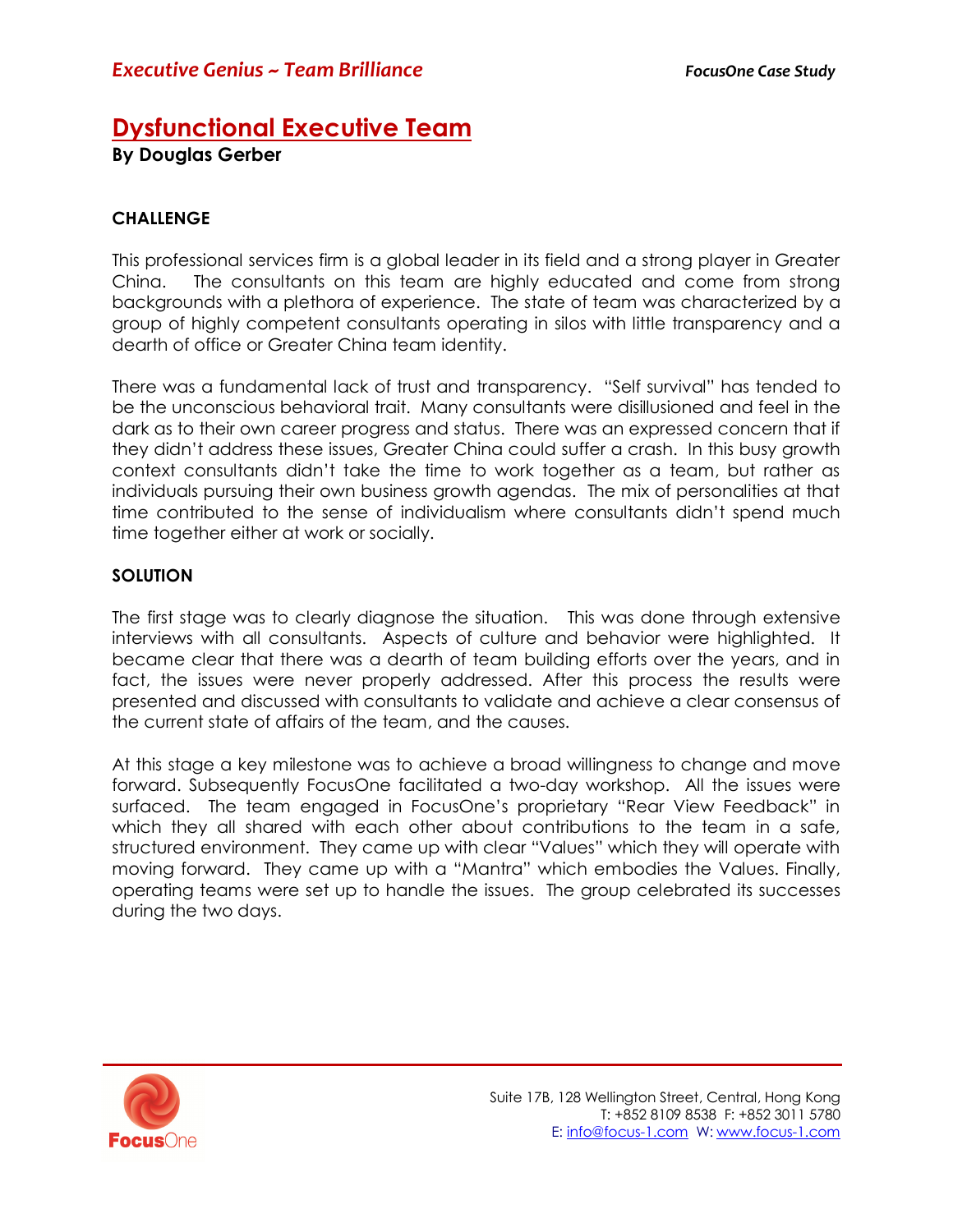# Dysfunctional Executive Team

**By Douglas Gerber**

## CHALLENGE

This professional services firm is a global leader in its field and a strong player in Greater China. The consultants on this team are highly educated and come from strong backgrounds with a plethora of experience. The state of team was characterized by a group of highly competent consultants operating in silos with little transparency and a dearth of office or Greater China team identity.

There was a fundamental lack of trust and transparency. "Self survival" has tended to be the unconscious behavioral trait. Many consultants were disillusioned and feel in the dark as to their own career progress and status. There was an expressed concern that if they didn't address these issues, Greater China could suffer a crash. In this busy growth context consultants didn't take the time to work together as a team, but rather as individuals pursuing their own business growth agendas. The mix of personalities at that time contributed to the sense of individualism where consultants didn't spend much time together either at work or socially.

## SOLUTION

The first stage was to clearly diagnose the situation. This was done through extensive interviews with all consultants. Aspects of culture and behavior were highlighted. It became clear that there was a dearth of team building efforts over the years, and in fact, the issues were never properly addressed. After this process the results were presented and discussed with consultants to validate and achieve a clear consensus of the current state of affairs of the team, and the causes.

At this stage a key milestone was to achieve a broad willingness to change and move forward. Subsequently FocusOne facilitated a two-day workshop. All the issues were surfaced. The team engaged in FocusOne's proprietary "Rear View Feedback" in which they all shared with each other about contributions to the team in a safe, structured environment. They came up with clear "Values" which they will operate with moving forward. They came up with a "Mantra" which embodies the Values. Finally, operating teams were set up to handle the issues. The group celebrated its successes during the two days.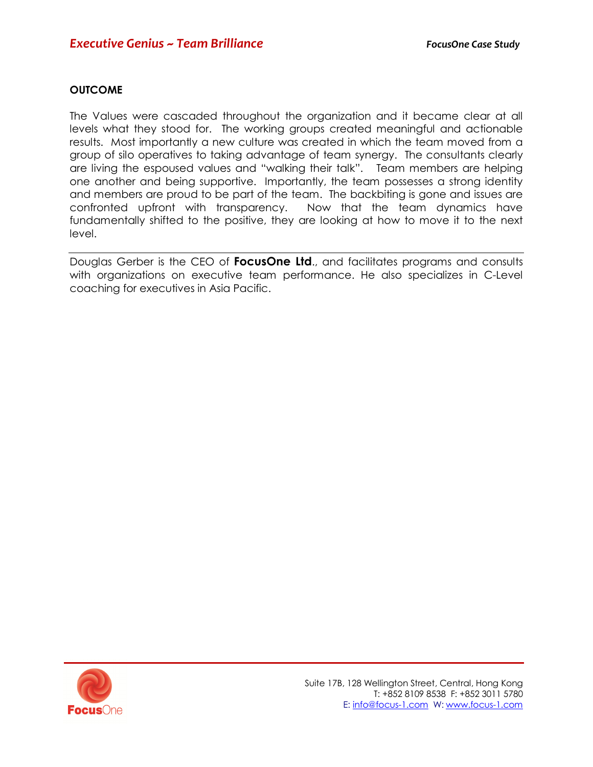## OUTCOME

The Values were cascaded throughout the organization and it became clear at all levels what they stood for. The working groups created meaningful and actionable results. Most importantly a new culture was created in which the team moved from a group of silo operatives to taking advantage of team synergy. The consultants clearly are living the espoused values and "walking their talk". Team members are helping one another and being supportive. Importantly, the team possesses a strong identity and members are proud to be part of the team. The backbiting is gone and issues are confronted upfront with transparency. Now that the team dynamics have fundamentally shifted to the positive, they are looking at how to move it to the next level.

---

Douglas Gerber is the CEO of **FocusOne Ltd**., and facilitates programs and consults with organizations on executive team performance. He also specializes in C-Level coaching for executives in Asia Pacific.

Suite 17B, 128 Wellington Street, Central, Hong Kong
T: +852 8109 8538 F: +852 3011 5780
E: info@focus-1.com W: www.focus-1.com